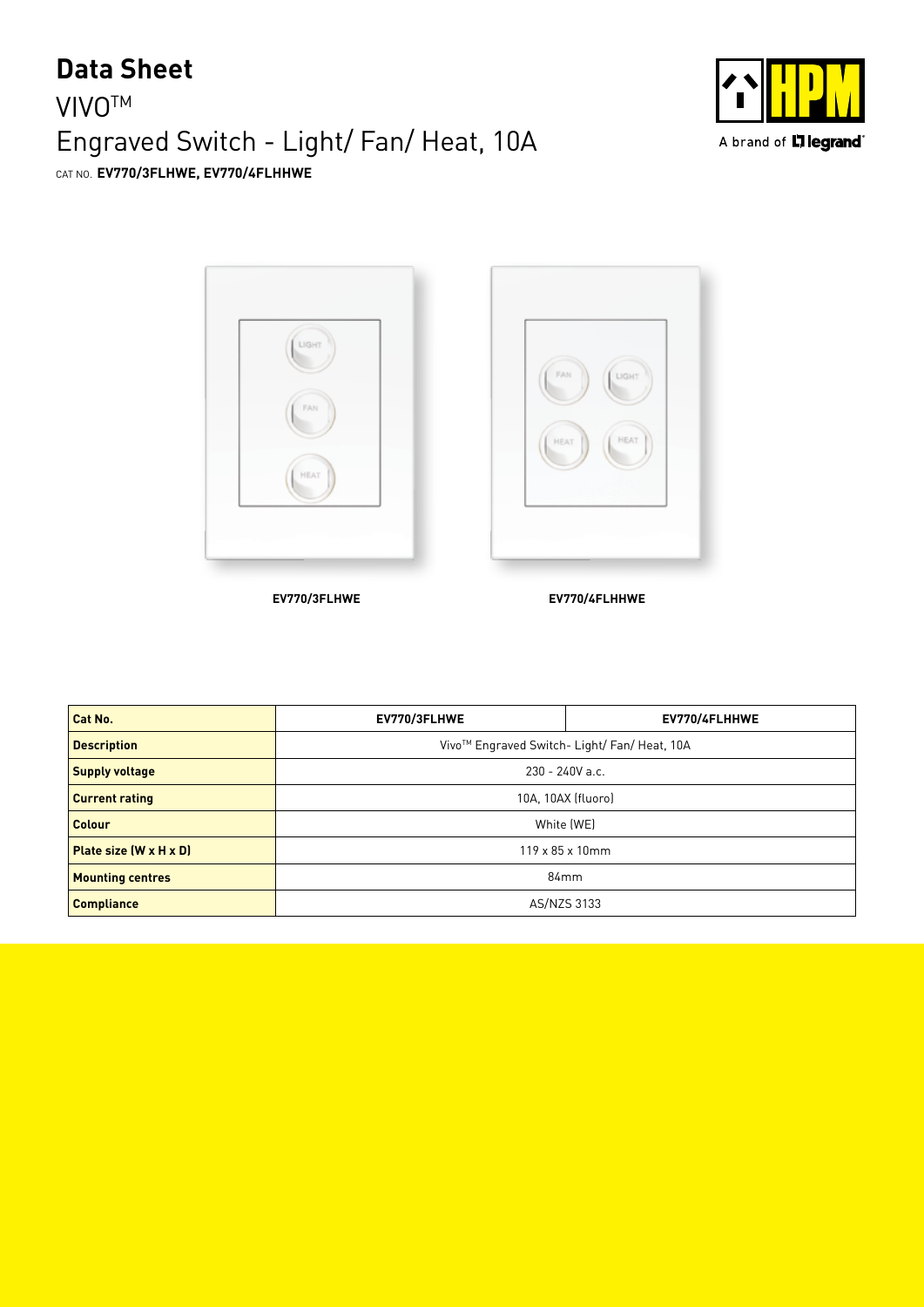# Data Sheet

## VIVO™

## Engraved Switch - Light/ Fan/ Heat, 10A

CAT NO. **EV770/3FLHWE, EV770/4FLHHWE**

A brand of legrand

**EV770/3FLHWE** **EV770/4FLHHWE**

| Cat No. | EV770/3FLHWE | EV770/4FLHHWE |
|---|---|---|
| Description | Vivo™ Engraved Switch- Light/ Fan/ Heat, 10A | |
| Supply voltage | 230 - 240V a.c. | |
| Current rating | 10A, 10AX (fluoro) | |
| Colour | White (WE) | |
| Plate size (W x H x D) | 119 x 85 x 10mm | |
| Mounting centres | 84mm | |
| Compliance | AS/NZS 3133 | |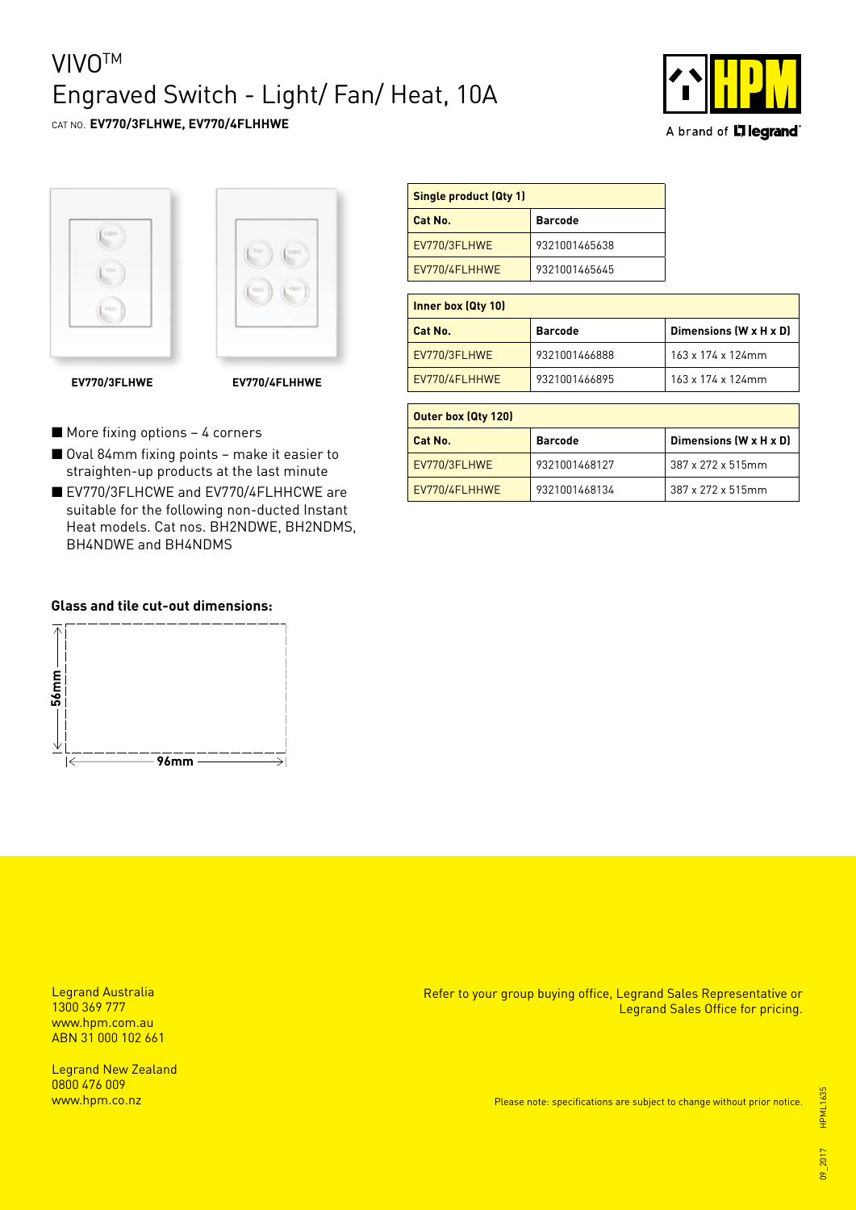# VIVO™
# Engraved Switch - Light/ Fan/ Heat, 10A

CAT NO. **EV770/3FLHWE, EV770/4FLHHWE**

A brand of legrand

**EV770/3FLHWE** **EV770/4FLHHWE**

- More fixing options – 4 corners
- Oval 84mm fixing points – make it easier to straighten-up products at the last minute
- EV770/3FLHCWE and EV770/4FLHHCWE are suitable for the following non-ducted Instant Heat models. Cat nos. BH2NDWE, BH2NDMS, BH4NDWE and BH4NDMS

| Single product (Qty 1) | |
|---|---|
| **Cat No.** | **Barcode** |
| EV770/3FLHWE | 9321001465638 |
| EV770/4FLHHWE | 9321001465645 |

| Inner box (Qty 10) | | |
|---|---|---|
| **Cat No.** | **Barcode** | **Dimensions (W x H x D)** |
| EV770/3FLHWE | 9321001466888 | 163 x 174 x 124mm |
| EV770/4FLHHWE | 9321001466895 | 163 x 174 x 124mm |

| Outer box (Qty 120) | | |
|---|---|---|
| **Cat No.** | **Barcode** | **Dimensions (W x H x D)** |
| EV770/3FLHWE | 9321001468127 | 387 x 272 x 515mm |
| EV770/4FLHHWE | 9321001468134 | 387 x 272 x 515mm |

**Glass and tile cut-out dimensions:**

56mm

96mm

Legrand Australia
1300 369 777
www.hpm.com.au
ABN 31 000 102 661

Legrand New Zealand
0800 476 009
www.hpm.co.nz

Refer to your group buying office, Legrand Sales Representative or Legrand Sales Office for pricing.

Please note: specifications are subject to change without prior notice.

09_2017 HPML1635